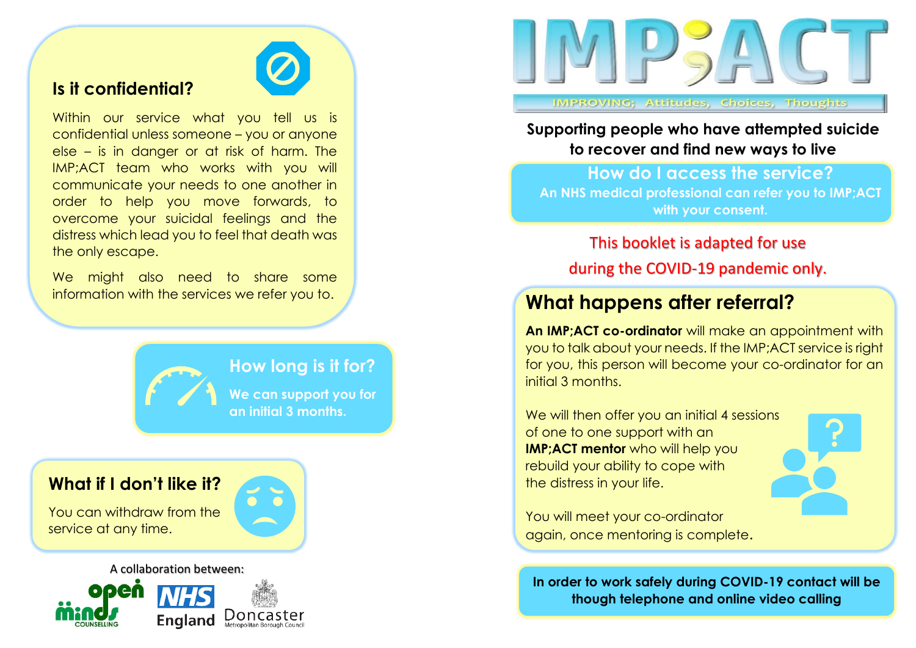# IMP;ACT

IMPROVING; Attitudes, Choices, Thoughts

**Supporting people who have attempted suicide to recover and find new ways to live**

## How do I access the service?

**An NHS medical professional can refer you to IMP;ACT with your consent.**

This booklet is adapted for use during the COVID-19 pandemic only.

## What happens after referral?

**An IMP;ACT co-ordinator** will make an appointment with you to talk about your needs. If the IMP;ACT service is right for you, this person will become your co-ordinator for an initial 3 months.

We will then offer you an initial 4 sessions of one to one support with an **IMP;ACT mentor** who will help you rebuild your ability to cope with the distress in your life.

You will meet your co-ordinator again, once mentoring is complete.

**In order to work safely during COVID-19 contact will be though telephone and online video calling**

## Is it confidential?

Within our service what you tell us is confidential unless someone – you or anyone else – is in danger or at risk of harm. The IMP;ACT team who works with you will communicate your needs to one another in order to help you move forwards, to overcome your suicidal feelings and the distress which lead you to feel that death was the only escape.

We might also need to share some information with the services we refer you to.

## How long is it for?

**We can support you for an initial 3 months.**

## What if I don't like it?

You can withdraw from the service at any time.

A collaboration between:

open minds COUNSELLING · NHS England · Doncaster Metropolitan Borough Council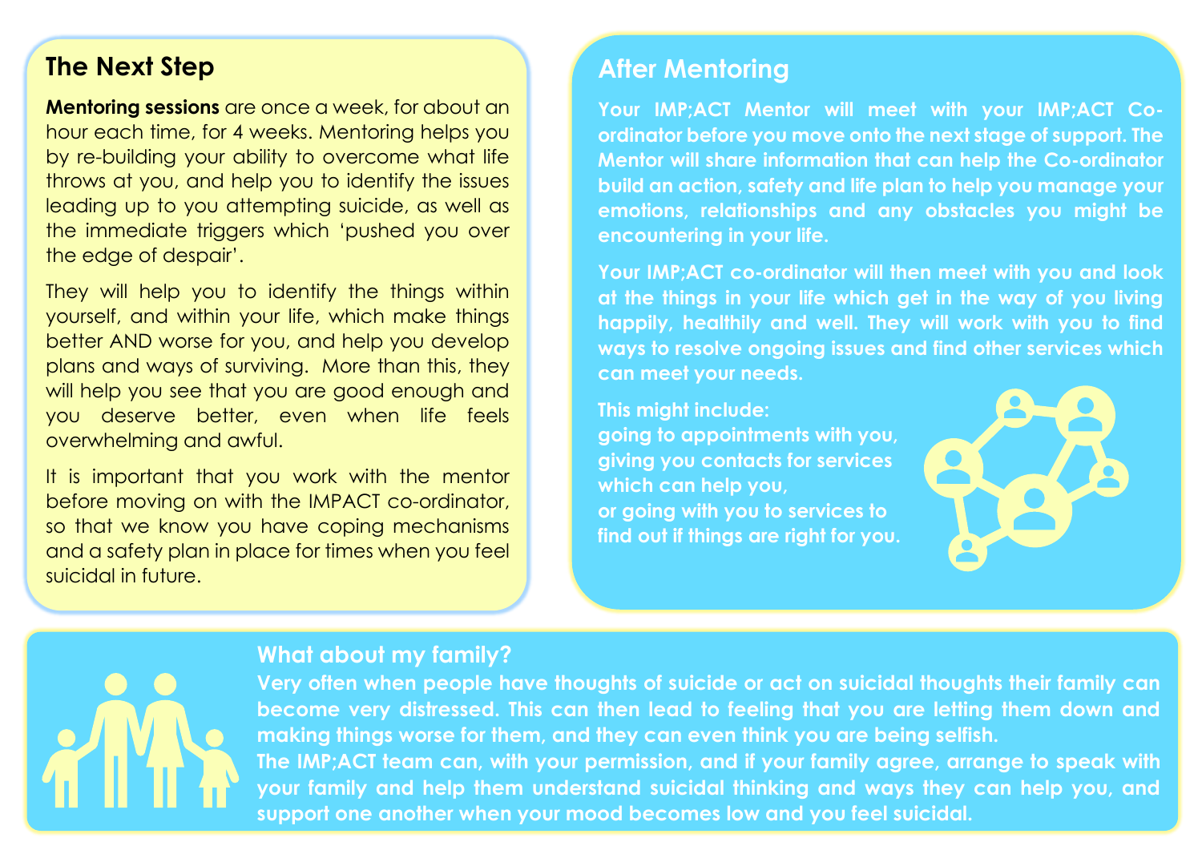## The Next Step

**Mentoring sessions** are once a week, for about an hour each time, for 4 weeks. Mentoring helps you by re-building your ability to overcome what life throws at you, and help you to identify the issues leading up to you attempting suicide, as well as the immediate triggers which 'pushed you over the edge of despair'.

They will help you to identify the things within yourself, and within your life, which make things better AND worse for you, and help you develop plans and ways of surviving. More than this, they will help you see that you are good enough and you deserve better, even when life feels overwhelming and awful.

It is important that you work with the mentor before moving on with the IMPACT co-ordinator, so that we know you have coping mechanisms and a safety plan in place for times when you feel suicidal in future.

## After Mentoring

Your IMP;ACT Mentor will meet with your IMP;ACT Co-ordinator before you move onto the next stage of support. The Mentor will share information that can help the Co-ordinator build an action, safety and life plan to help you manage your emotions, relationships and any obstacles you might be encountering in your life.

Your IMP;ACT co-ordinator will then meet with you and look at the things in your life which get in the way of you living happily, healthily and well. They will work with you to find ways to resolve ongoing issues and find other services which can meet your needs.

This might include:
going to appointments with you,
giving you contacts for services which can help you,
or going with you to services to find out if things are right for you.

## What about my family?

Very often when people have thoughts of suicide or act on suicidal thoughts their family can become very distressed. This can then lead to feeling that you are letting them down and making things worse for them, and they can even think you are being selfish.

The IMP;ACT team can, with your permission, and if your family agree, arrange to speak with your family and help them understand suicidal thinking and ways they can help you, and support one another when your mood becomes low and you feel suicidal.